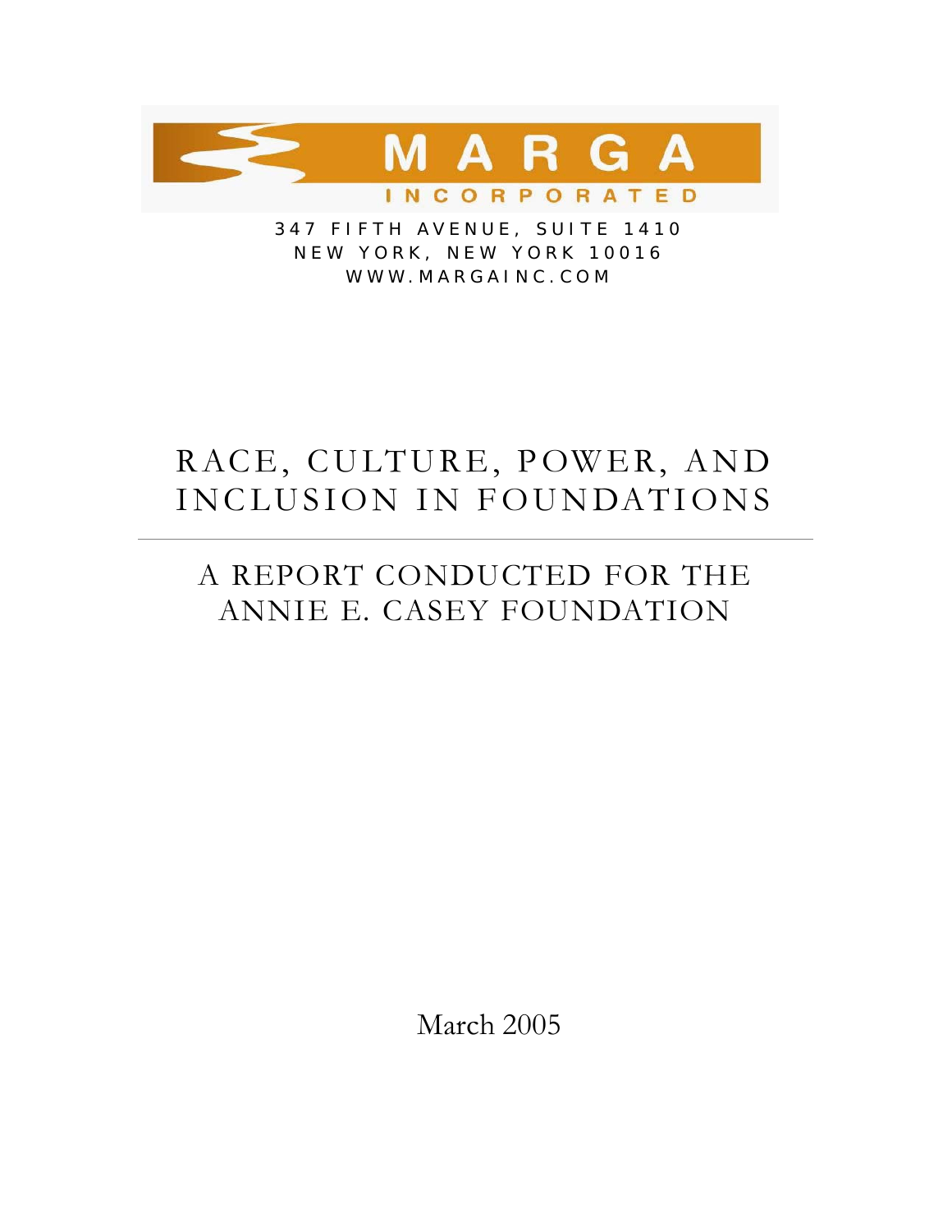MARGA INCORPORATED

347 FIFTH AVENUE, SUITE 1410
NEW YORK, NEW YORK 10016
WWW.MARGAINC.COM

# RACE, CULTURE, POWER, AND INCLUSION IN FOUNDATIONS

## A REPORT CONDUCTED FOR THE ANNIE E. CASEY FOUNDATION

March 2005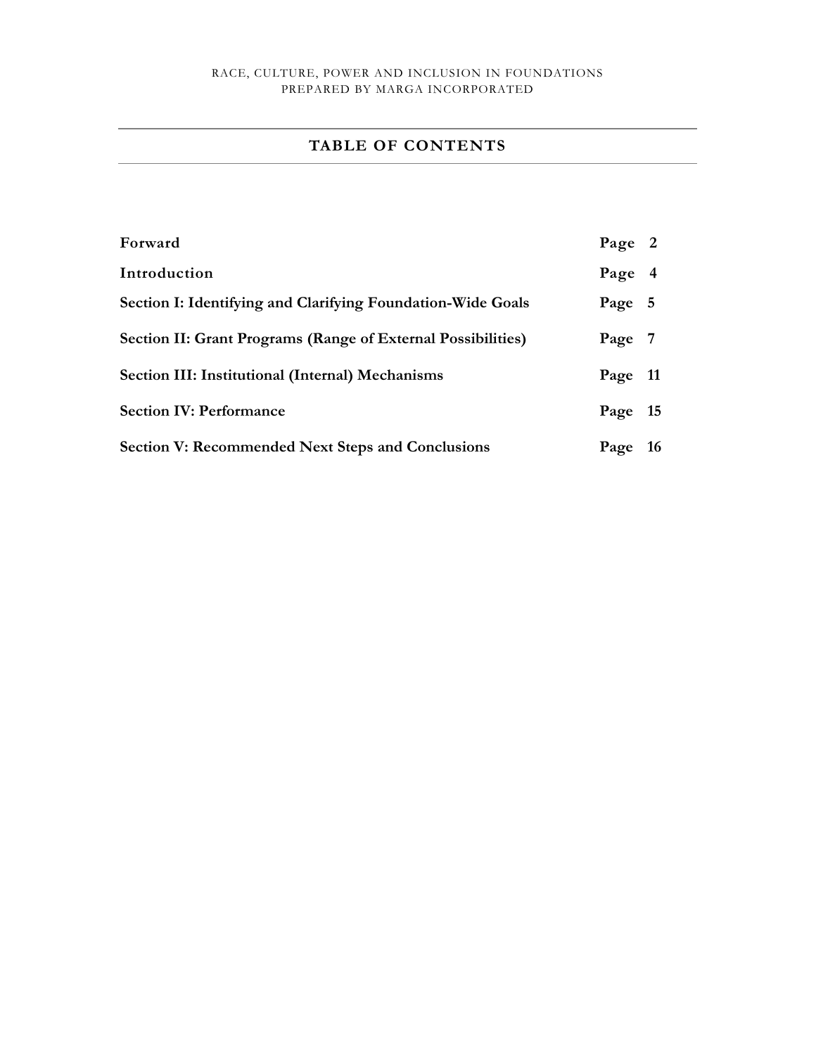## TABLE OF CONTENTS

| | |
|---|---|
| **Forward** | **Page 2** |
| **Introduction** | **Page 4** |
| **Section I: Identifying and Clarifying Foundation-Wide Goals** | **Page 5** |
| **Section II: Grant Programs (Range of External Possibilities)** | **Page 7** |
| **Section III: Institutional (Internal) Mechanisms** | **Page 11** |
| **Section IV: Performance** | **Page 15** |
| **Section V: Recommended Next Steps and Conclusions** | **Page 16** |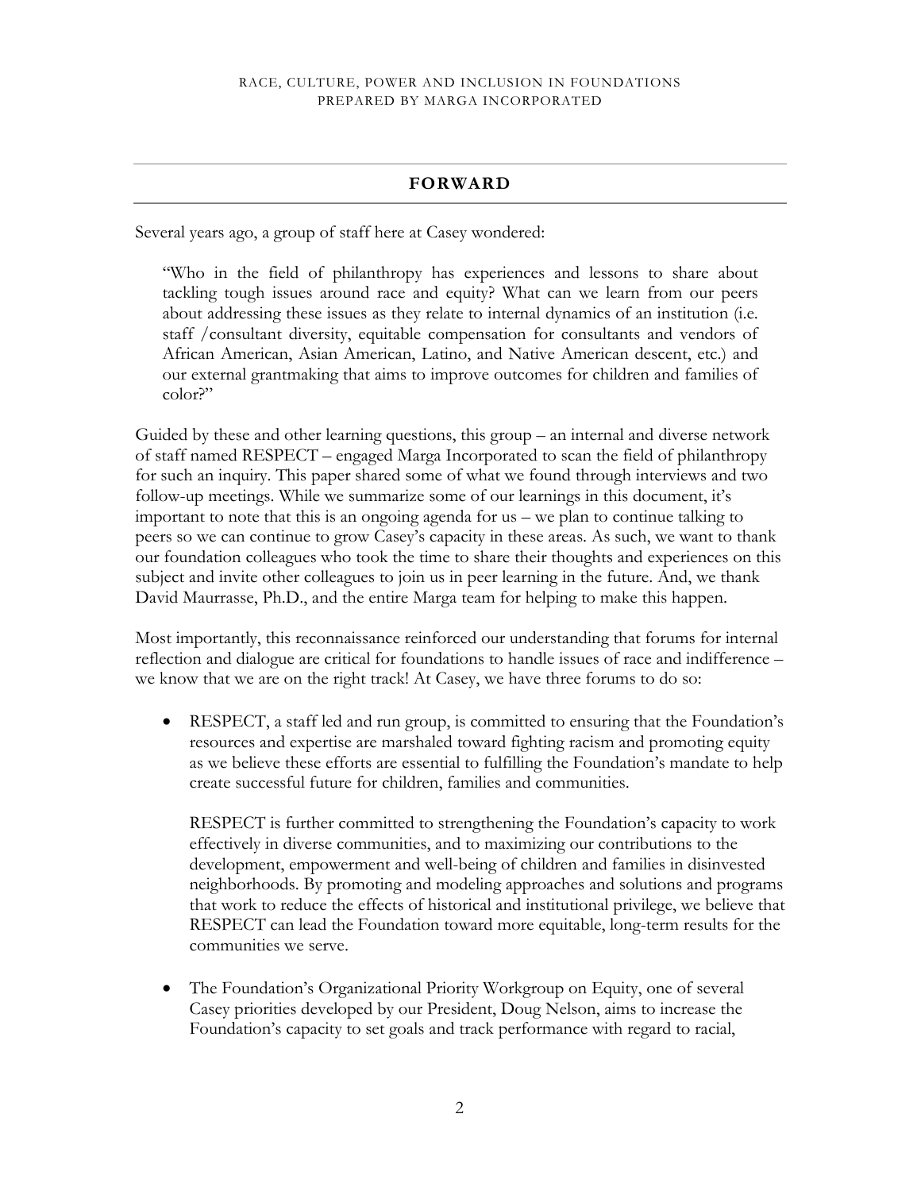## FORWARD

Several years ago, a group of staff here at Casey wondered:

> "Who in the field of philanthropy has experiences and lessons to share about tackling tough issues around race and equity? What can we learn from our peers about addressing these issues as they relate to internal dynamics of an institution (i.e. staff /consultant diversity, equitable compensation for consultants and vendors of African American, Asian American, Latino, and Native American descent, etc.) and our external grantmaking that aims to improve outcomes for children and families of color?"

Guided by these and other learning questions, this group – an internal and diverse network of staff named RESPECT – engaged Marga Incorporated to scan the field of philanthropy for such an inquiry. This paper shared some of what we found through interviews and two follow-up meetings. While we summarize some of our learnings in this document, it's important to note that this is an ongoing agenda for us – we plan to continue talking to peers so we can continue to grow Casey's capacity in these areas. As such, we want to thank our foundation colleagues who took the time to share their thoughts and experiences on this subject and invite other colleagues to join us in peer learning in the future. And, we thank David Maurrasse, Ph.D., and the entire Marga team for helping to make this happen.

Most importantly, this reconnaissance reinforced our understanding that forums for internal reflection and dialogue are critical for foundations to handle issues of race and indifference – we know that we are on the right track! At Casey, we have three forums to do so:

- RESPECT, a staff led and run group, is committed to ensuring that the Foundation's resources and expertise are marshaled toward fighting racism and promoting equity as we believe these efforts are essential to fulfilling the Foundation's mandate to help create successful future for children, families and communities.

  RESPECT is further committed to strengthening the Foundation's capacity to work effectively in diverse communities, and to maximizing our contributions to the development, empowerment and well-being of children and families in disinvested neighborhoods. By promoting and modeling approaches and solutions and programs that work to reduce the effects of historical and institutional privilege, we believe that RESPECT can lead the Foundation toward more equitable, long-term results for the communities we serve.

- The Foundation's Organizational Priority Workgroup on Equity, one of several Casey priorities developed by our President, Doug Nelson, aims to increase the Foundation's capacity to set goals and track performance with regard to racial,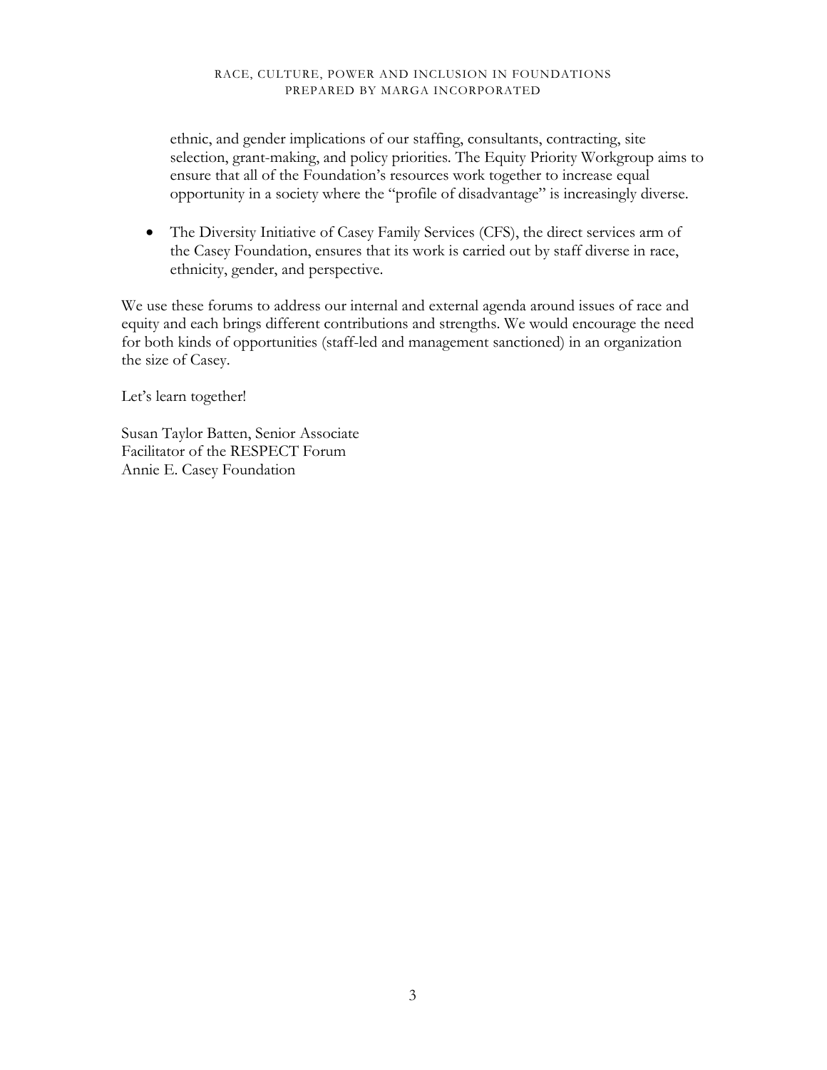ethnic, and gender implications of our staffing, consultants, contracting, site selection, grant-making, and policy priorities. The Equity Priority Workgroup aims to ensure that all of the Foundation's resources work together to increase equal opportunity in a society where the "profile of disadvantage" is increasingly diverse.

- The Diversity Initiative of Casey Family Services (CFS), the direct services arm of the Casey Foundation, ensures that its work is carried out by staff diverse in race, ethnicity, gender, and perspective.

We use these forums to address our internal and external agenda around issues of race and equity and each brings different contributions and strengths. We would encourage the need for both kinds of opportunities (staff-led and management sanctioned) in an organization the size of Casey.

Let's learn together!

Susan Taylor Batten, Senior Associate
Facilitator of the RESPECT Forum
Annie E. Casey Foundation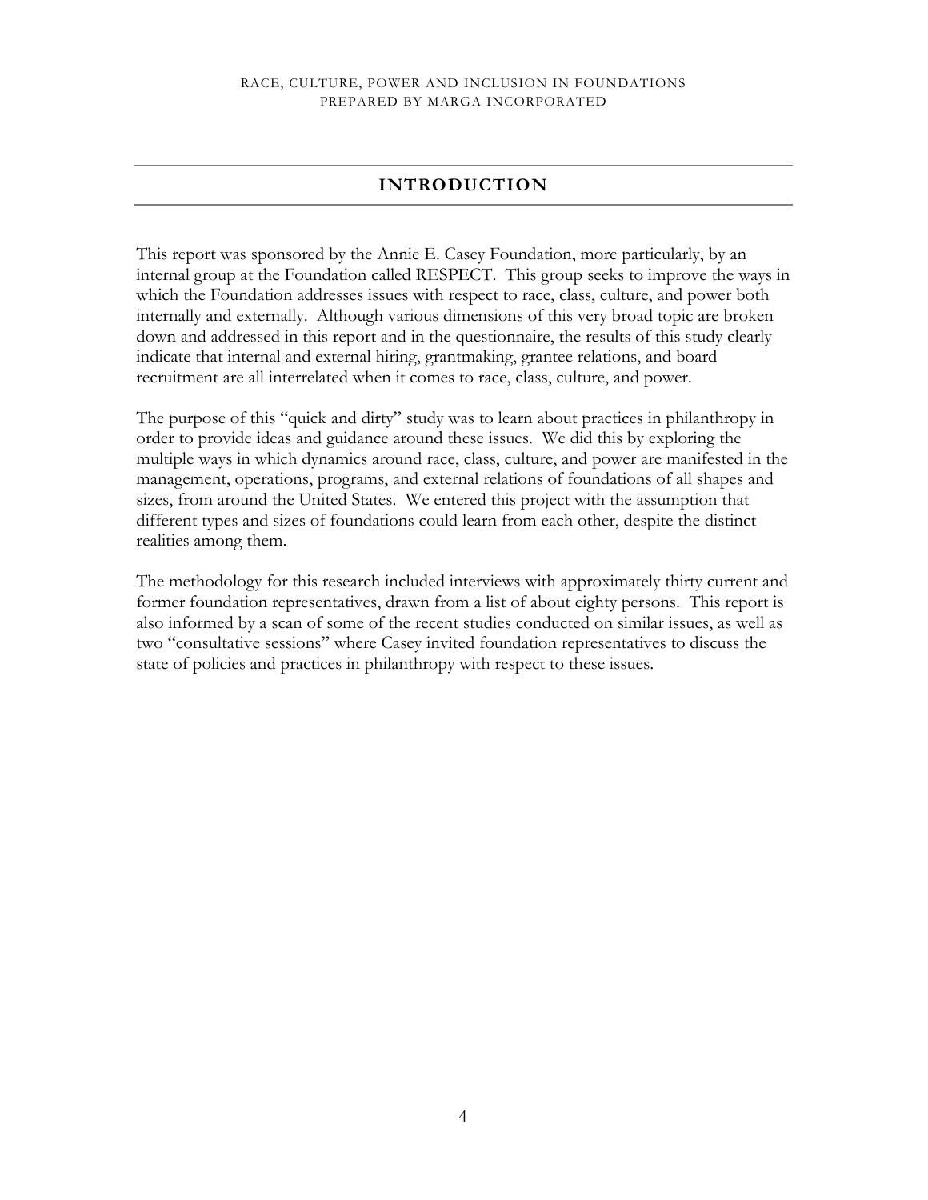## INTRODUCTION

This report was sponsored by the Annie E. Casey Foundation, more particularly, by an internal group at the Foundation called RESPECT. This group seeks to improve the ways in which the Foundation addresses issues with respect to race, class, culture, and power both internally and externally. Although various dimensions of this very broad topic are broken down and addressed in this report and in the questionnaire, the results of this study clearly indicate that internal and external hiring, grantmaking, grantee relations, and board recruitment are all interrelated when it comes to race, class, culture, and power.

The purpose of this "quick and dirty" study was to learn about practices in philanthropy in order to provide ideas and guidance around these issues. We did this by exploring the multiple ways in which dynamics around race, class, culture, and power are manifested in the management, operations, programs, and external relations of foundations of all shapes and sizes, from around the United States. We entered this project with the assumption that different types and sizes of foundations could learn from each other, despite the distinct realities among them.

The methodology for this research included interviews with approximately thirty current and former foundation representatives, drawn from a list of about eighty persons. This report is also informed by a scan of some of the recent studies conducted on similar issues, as well as two "consultative sessions" where Casey invited foundation representatives to discuss the state of policies and practices in philanthropy with respect to these issues.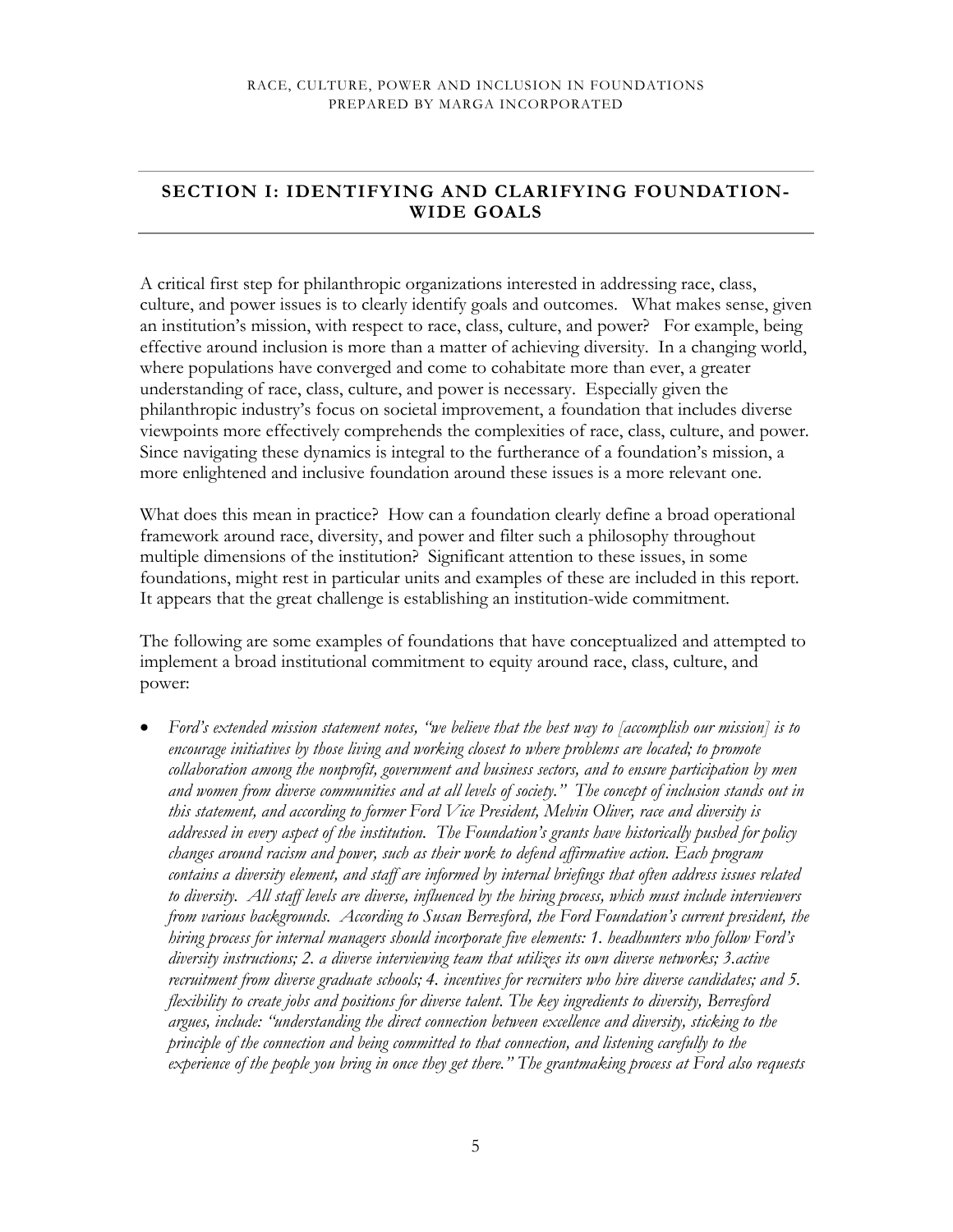## SECTION I: IDENTIFYING AND CLARIFYING FOUNDATION-WIDE GOALS

A critical first step for philanthropic organizations interested in addressing race, class, culture, and power issues is to clearly identify goals and outcomes. What makes sense, given an institution's mission, with respect to race, class, culture, and power? For example, being effective around inclusion is more than a matter of achieving diversity. In a changing world, where populations have converged and come to cohabitate more than ever, a greater understanding of race, class, culture, and power is necessary. Especially given the philanthropic industry's focus on societal improvement, a foundation that includes diverse viewpoints more effectively comprehends the complexities of race, class, culture, and power. Since navigating these dynamics is integral to the furtherance of a foundation's mission, a more enlightened and inclusive foundation around these issues is a more relevant one.

What does this mean in practice? How can a foundation clearly define a broad operational framework around race, diversity, and power and filter such a philosophy throughout multiple dimensions of the institution? Significant attention to these issues, in some foundations, might rest in particular units and examples of these are included in this report. It appears that the great challenge is establishing an institution-wide commitment.

The following are some examples of foundations that have conceptualized and attempted to implement a broad institutional commitment to equity around race, class, culture, and power:

- *Ford's extended mission statement notes, "we believe that the best way to [accomplish our mission] is to encourage initiatives by those living and working closest to where problems are located; to promote collaboration among the nonprofit, government and business sectors, and to ensure participation by men and women from diverse communities and at all levels of society." The concept of inclusion stands out in this statement, and according to former Ford Vice President, Melvin Oliver, race and diversity is addressed in every aspect of the institution. The Foundation's grants have historically pushed for policy changes around racism and power, such as their work to defend affirmative action. Each program contains a diversity element, and staff are informed by internal briefings that often address issues related to diversity. All staff levels are diverse, influenced by the hiring process, which must include interviewers from various backgrounds. According to Susan Berresford, the Ford Foundation's current president, the hiring process for internal managers should incorporate five elements: 1. headhunters who follow Ford's diversity instructions; 2. a diverse interviewing team that utilizes its own diverse networks; 3.active recruitment from diverse graduate schools; 4. incentives for recruiters who hire diverse candidates; and 5. flexibility to create jobs and positions for diverse talent. The key ingredients to diversity, Berresford argues, include: "understanding the direct connection between excellence and diversity, sticking to the principle of the connection and being committed to that connection, and listening carefully to the experience of the people you bring in once they get there." The grantmaking process at Ford also requests*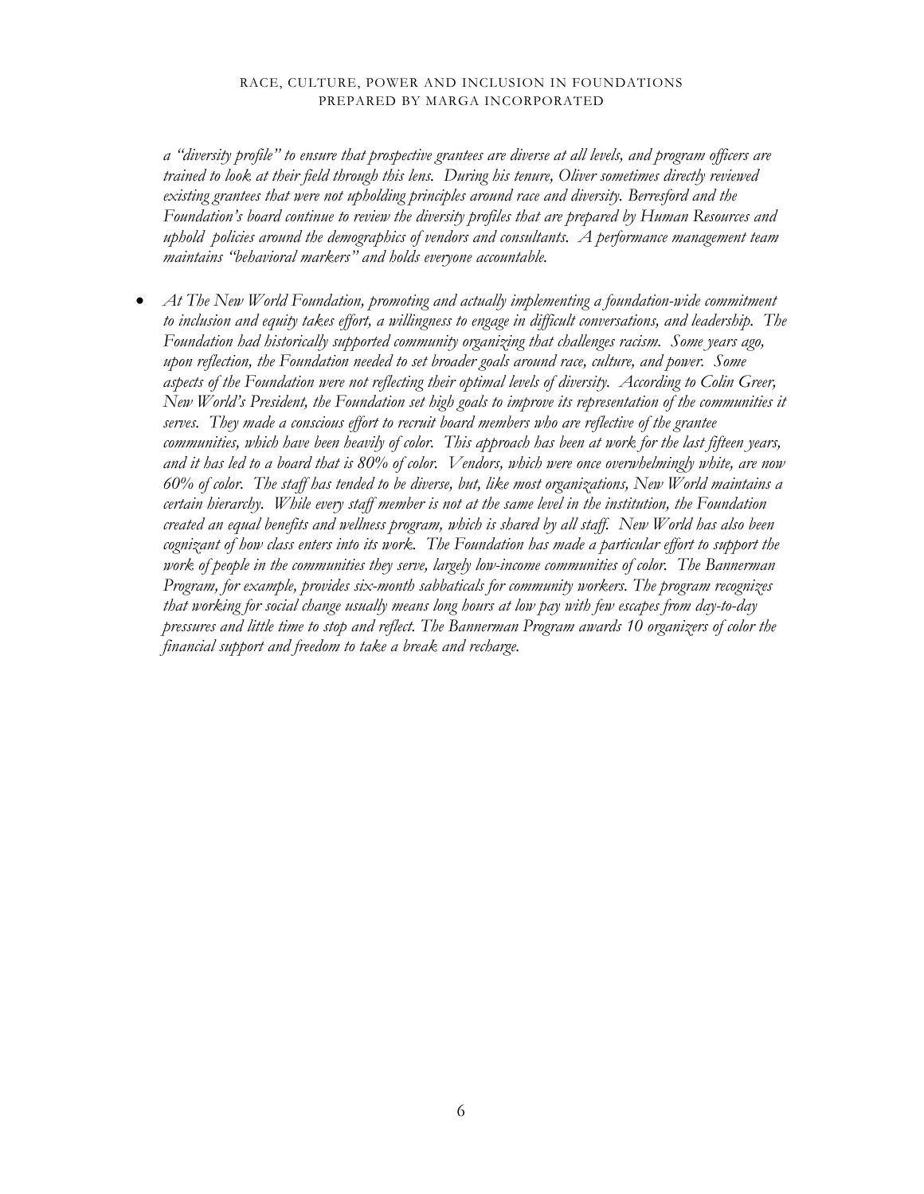*a "diversity profile" to ensure that prospective grantees are diverse at all levels, and program officers are trained to look at their field through this lens. During his tenure, Oliver sometimes directly reviewed existing grantees that were not upholding principles around race and diversity. Berresford and the Foundation's board continue to review the diversity profiles that are prepared by Human Resources and uphold policies around the demographics of vendors and consultants. A performance management team maintains "behavioral markers" and holds everyone accountable.*

- *At The New World Foundation, promoting and actually implementing a foundation-wide commitment to inclusion and equity takes effort, a willingness to engage in difficult conversations, and leadership. The Foundation had historically supported community organizing that challenges racism. Some years ago, upon reflection, the Foundation needed to set broader goals around race, culture, and power. Some aspects of the Foundation were not reflecting their optimal levels of diversity. According to Colin Greer, New World's President, the Foundation set high goals to improve its representation of the communities it serves. They made a conscious effort to recruit board members who are reflective of the grantee communities, which have been heavily of color. This approach has been at work for the last fifteen years, and it has led to a board that is 80% of color. Vendors, which were once overwhelmingly white, are now 60% of color. The staff has tended to be diverse, but, like most organizations, New World maintains a certain hierarchy. While every staff member is not at the same level in the institution, the Foundation created an equal benefits and wellness program, which is shared by all staff. New World has also been cognizant of how class enters into its work. The Foundation has made a particular effort to support the work of people in the communities they serve, largely low-income communities of color. The Bannerman Program, for example, provides six-month sabbaticals for community workers. The program recognizes that working for social change usually means long hours at low pay with few escapes from day-to-day pressures and little time to stop and reflect. The Bannerman Program awards 10 organizers of color the financial support and freedom to take a break and recharge.*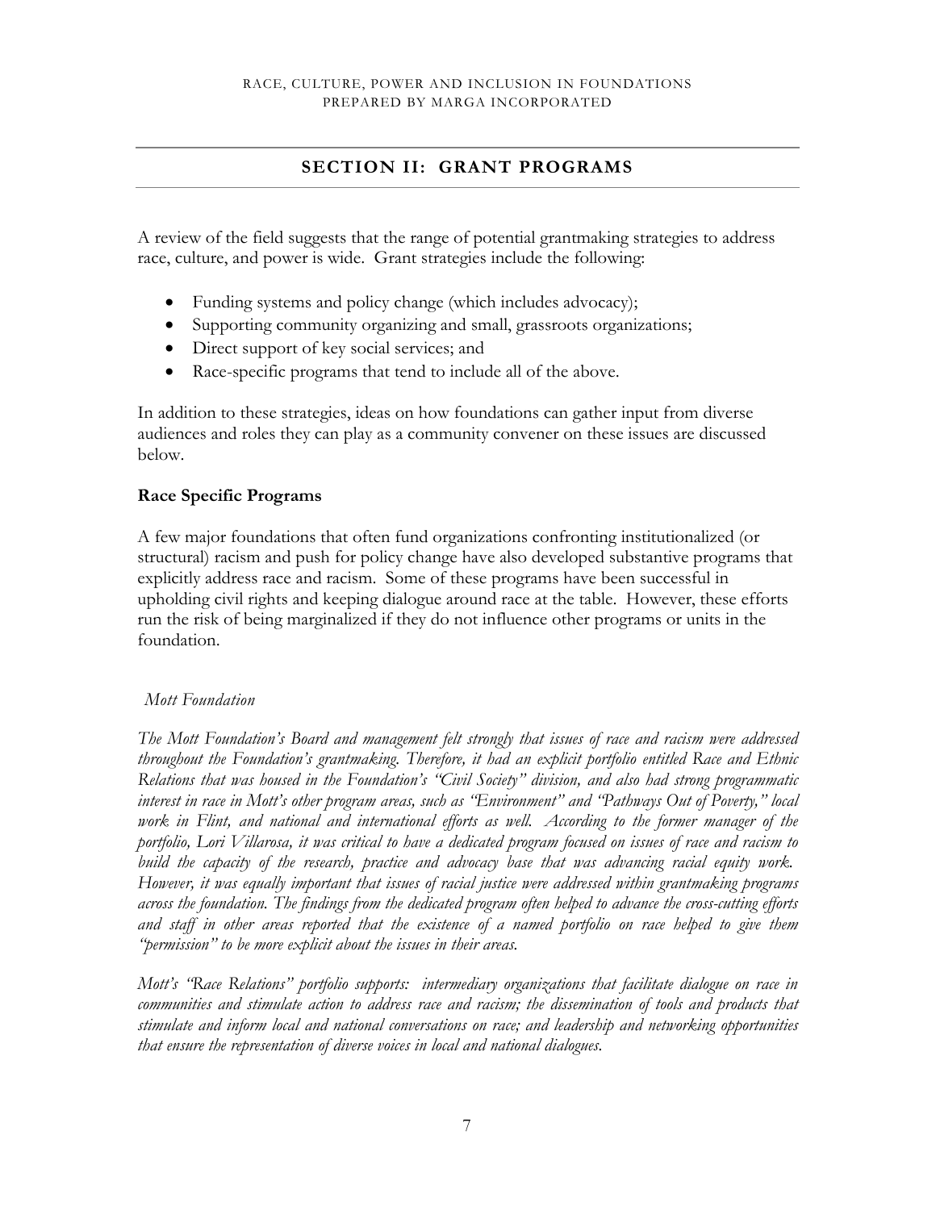## SECTION II: GRANT PROGRAMS

A review of the field suggests that the range of potential grantmaking strategies to address race, culture, and power is wide. Grant strategies include the following:

- Funding systems and policy change (which includes advocacy);
- Supporting community organizing and small, grassroots organizations;
- Direct support of key social services; and
- Race-specific programs that tend to include all of the above.

In addition to these strategies, ideas on how foundations can gather input from diverse audiences and roles they can play as a community convener on these issues are discussed below.

### Race Specific Programs

A few major foundations that often fund organizations confronting institutionalized (or structural) racism and push for policy change have also developed substantive programs that explicitly address race and racism. Some of these programs have been successful in upholding civil rights and keeping dialogue around race at the table. However, these efforts run the risk of being marginalized if they do not influence other programs or units in the foundation.

*Mott Foundation*

*The Mott Foundation's Board and management felt strongly that issues of race and racism were addressed throughout the Foundation's grantmaking. Therefore, it had an explicit portfolio entitled Race and Ethnic Relations that was housed in the Foundation's "Civil Society" division, and also had strong programmatic interest in race in Mott's other program areas, such as "Environment" and "Pathways Out of Poverty," local work in Flint, and national and international efforts as well. According to the former manager of the portfolio, Lori Villarosa, it was critical to have a dedicated program focused on issues of race and racism to build the capacity of the research, practice and advocacy base that was advancing racial equity work. However, it was equally important that issues of racial justice were addressed within grantmaking programs across the foundation. The findings from the dedicated program often helped to advance the cross-cutting efforts and staff in other areas reported that the existence of a named portfolio on race helped to give them "permission" to be more explicit about the issues in their areas.*

*Mott's "Race Relations" portfolio supports: intermediary organizations that facilitate dialogue on race in communities and stimulate action to address race and racism; the dissemination of tools and products that stimulate and inform local and national conversations on race; and leadership and networking opportunities that ensure the representation of diverse voices in local and national dialogues.*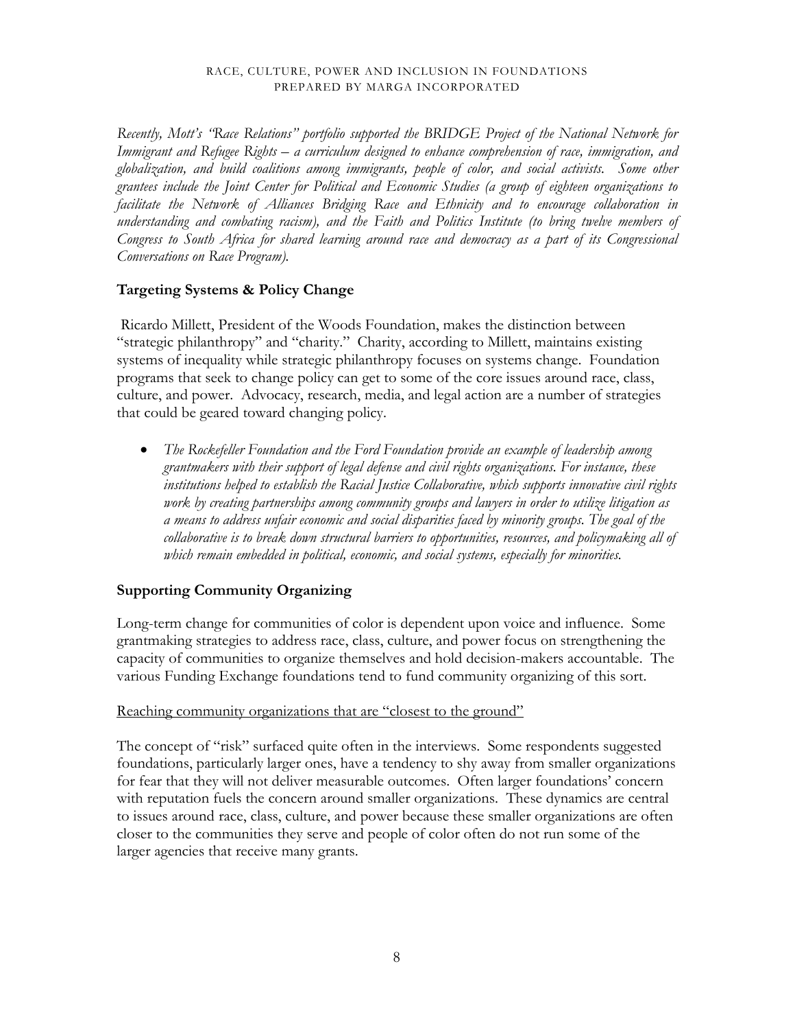*Recently, Mott's "Race Relations" portfolio supported the BRIDGE Project of the National Network for Immigrant and Refugee Rights – a curriculum designed to enhance comprehension of race, immigration, and globalization, and build coalitions among immigrants, people of color, and social activists. Some other grantees include the Joint Center for Political and Economic Studies (a group of eighteen organizations to facilitate the Network of Alliances Bridging Race and Ethnicity and to encourage collaboration in understanding and combating racism), and the Faith and Politics Institute (to bring twelve members of Congress to South Africa for shared learning around race and democracy as a part of its Congressional Conversations on Race Program).*

### Targeting Systems & Policy Change

Ricardo Millett, President of the Woods Foundation, makes the distinction between "strategic philanthropy" and "charity." Charity, according to Millett, maintains existing systems of inequality while strategic philanthropy focuses on systems change. Foundation programs that seek to change policy can get to some of the core issues around race, class, culture, and power. Advocacy, research, media, and legal action are a number of strategies that could be geared toward changing policy.

- *The Rockefeller Foundation and the Ford Foundation provide an example of leadership among grantmakers with their support of legal defense and civil rights organizations. For instance, these institutions helped to establish the Racial Justice Collaborative, which supports innovative civil rights work by creating partnerships among community groups and lawyers in order to utilize litigation as a means to address unfair economic and social disparities faced by minority groups. The goal of the collaborative is to break down structural barriers to opportunities, resources, and policymaking all of which remain embedded in political, economic, and social systems, especially for minorities.*

### Supporting Community Organizing

Long-term change for communities of color is dependent upon voice and influence. Some grantmaking strategies to address race, class, culture, and power focus on strengthening the capacity of communities to organize themselves and hold decision-makers accountable. The various Funding Exchange foundations tend to fund community organizing of this sort.

<u>Reaching community organizations that are "closest to the ground"</u>

The concept of "risk" surfaced quite often in the interviews. Some respondents suggested foundations, particularly larger ones, have a tendency to shy away from smaller organizations for fear that they will not deliver measurable outcomes. Often larger foundations' concern with reputation fuels the concern around smaller organizations. These dynamics are central to issues around race, class, culture, and power because these smaller organizations are often closer to the communities they serve and people of color often do not run some of the larger agencies that receive many grants.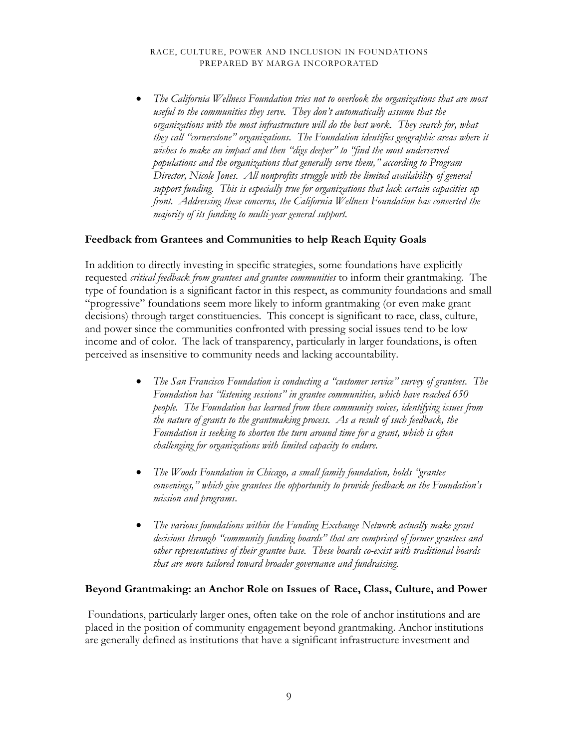- *The California Wellness Foundation tries not to overlook the organizations that are most useful to the communities they serve. They don't automatically assume that the organizations with the most infrastructure will do the best work. They search for, what they call "cornerstone" organizations. The Foundation identifies geographic areas where it wishes to make an impact and then "digs deeper" to "find the most underserved populations and the organizations that generally serve them," according to Program Director, Nicole Jones. All nonprofits struggle with the limited availability of general support funding. This is especially true for organizations that lack certain capacities up front. Addressing these concerns, the California Wellness Foundation has converted the majority of its funding to multi-year general support.*

**Feedback from Grantees and Communities to help Reach Equity Goals**

In addition to directly investing in specific strategies, some foundations have explicitly requested *critical feedback from grantees and grantee communities* to inform their grantmaking. The type of foundation is a significant factor in this respect, as community foundations and small "progressive" foundations seem more likely to inform grantmaking (or even make grant decisions) through target constituencies. This concept is significant to race, class, culture, and power since the communities confronted with pressing social issues tend to be low income and of color. The lack of transparency, particularly in larger foundations, is often perceived as insensitive to community needs and lacking accountability.

- *The San Francisco Foundation is conducting a "customer service" survey of grantees. The Foundation has "listening sessions" in grantee communities, which have reached 650 people. The Foundation has learned from these community voices, identifying issues from the nature of grants to the grantmaking process. As a result of such feedback, the Foundation is seeking to shorten the turn around time for a grant, which is often challenging for organizations with limited capacity to endure.*

- *The Woods Foundation in Chicago, a small family foundation, holds "grantee convenings," which give grantees the opportunity to provide feedback on the Foundation's mission and programs.*

- *The various foundations within the Funding Exchange Network actually make grant decisions through "community funding boards" that are comprised of former grantees and other representatives of their grantee base. These boards co-exist with traditional boards that are more tailored toward broader governance and fundraising.*

**Beyond Grantmaking: an Anchor Role on Issues of Race, Class, Culture, and Power**

Foundations, particularly larger ones, often take on the role of anchor institutions and are placed in the position of community engagement beyond grantmaking. Anchor institutions are generally defined as institutions that have a significant infrastructure investment and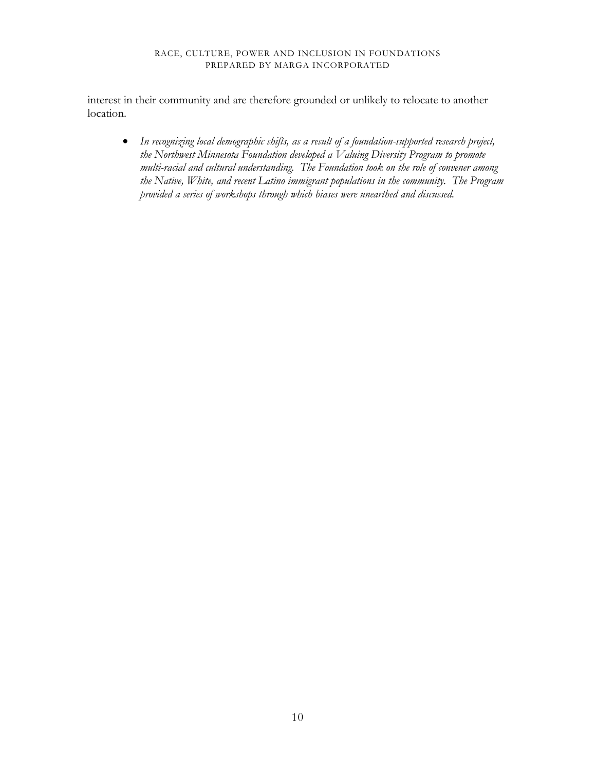interest in their community and are therefore grounded or unlikely to relocate to another location.

- *In recognizing local demographic shifts, as a result of a foundation-supported research project, the Northwest Minnesota Foundation developed a Valuing Diversity Program to promote multi-racial and cultural understanding. The Foundation took on the role of convener among the Native, White, and recent Latino immigrant populations in the community. The Program provided a series of workshops through which biases were unearthed and discussed.*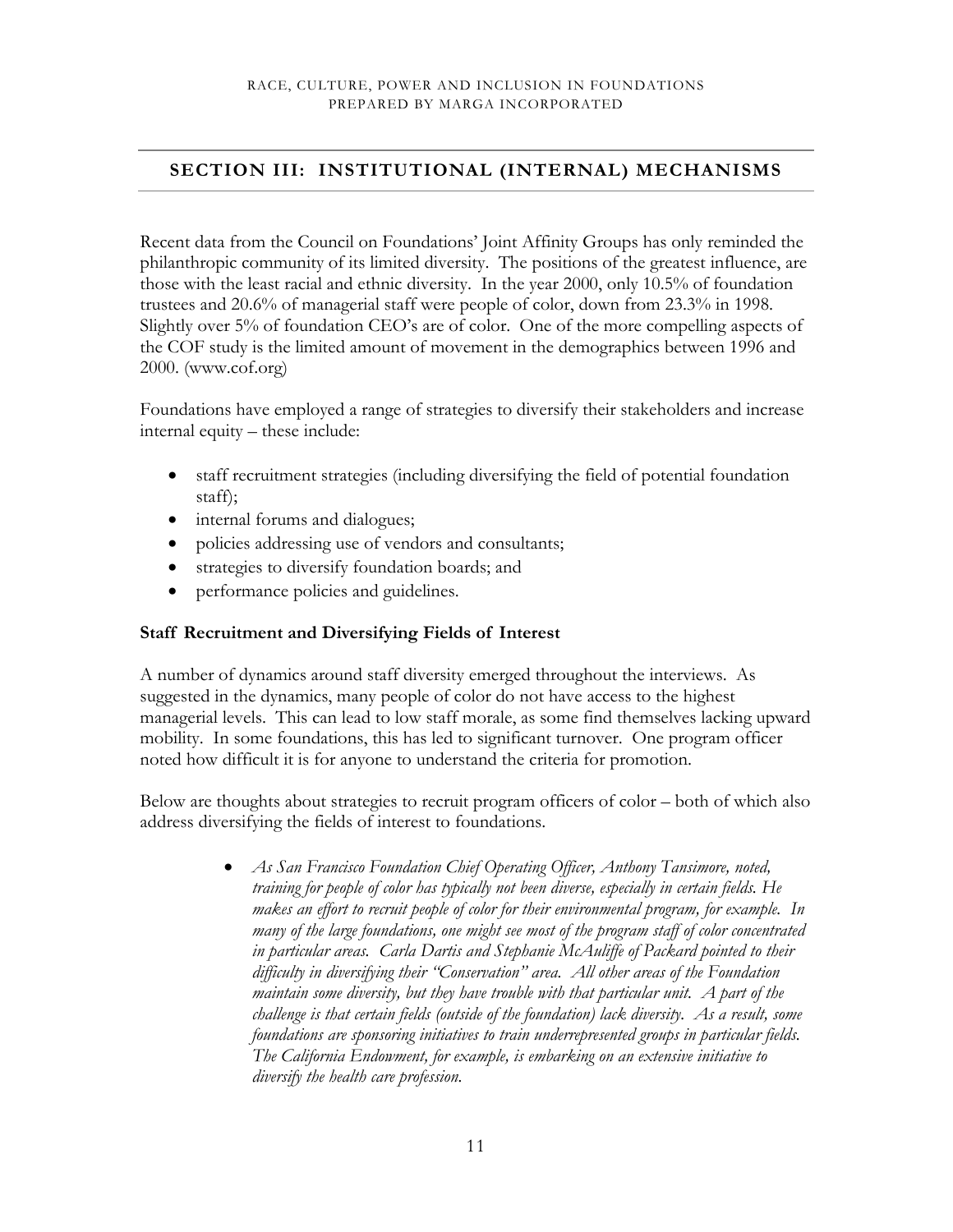## SECTION III: INSTITUTIONAL (INTERNAL) MECHANISMS

Recent data from the Council on Foundations' Joint Affinity Groups has only reminded the philanthropic community of its limited diversity. The positions of the greatest influence, are those with the least racial and ethnic diversity. In the year 2000, only 10.5% of foundation trustees and 20.6% of managerial staff were people of color, down from 23.3% in 1998. Slightly over 5% of foundation CEO's are of color. One of the more compelling aspects of the COF study is the limited amount of movement in the demographics between 1996 and 2000. (www.cof.org)

Foundations have employed a range of strategies to diversify their stakeholders and increase internal equity – these include:

- staff recruitment strategies (including diversifying the field of potential foundation staff);
- internal forums and dialogues;
- policies addressing use of vendors and consultants;
- strategies to diversify foundation boards; and
- performance policies and guidelines.

### Staff Recruitment and Diversifying Fields of Interest

A number of dynamics around staff diversity emerged throughout the interviews. As suggested in the dynamics, many people of color do not have access to the highest managerial levels. This can lead to low staff morale, as some find themselves lacking upward mobility. In some foundations, this has led to significant turnover. One program officer noted how difficult it is for anyone to understand the criteria for promotion.

Below are thoughts about strategies to recruit program officers of color – both of which also address diversifying the fields of interest to foundations.

- *As San Francisco Foundation Chief Operating Officer, Anthony Tansimore, noted, training for people of color has typically not been diverse, especially in certain fields. He makes an effort to recruit people of color for their environmental program, for example. In many of the large foundations, one might see most of the program staff of color concentrated in particular areas. Carla Dartis and Stephanie McAuliffe of Packard pointed to their difficulty in diversifying their "Conservation" area. All other areas of the Foundation maintain some diversity, but they have trouble with that particular unit. A part of the challenge is that certain fields (outside of the foundation) lack diversity. As a result, some foundations are sponsoring initiatives to train underrepresented groups in particular fields. The California Endowment, for example, is embarking on an extensive initiative to diversify the health care profession.*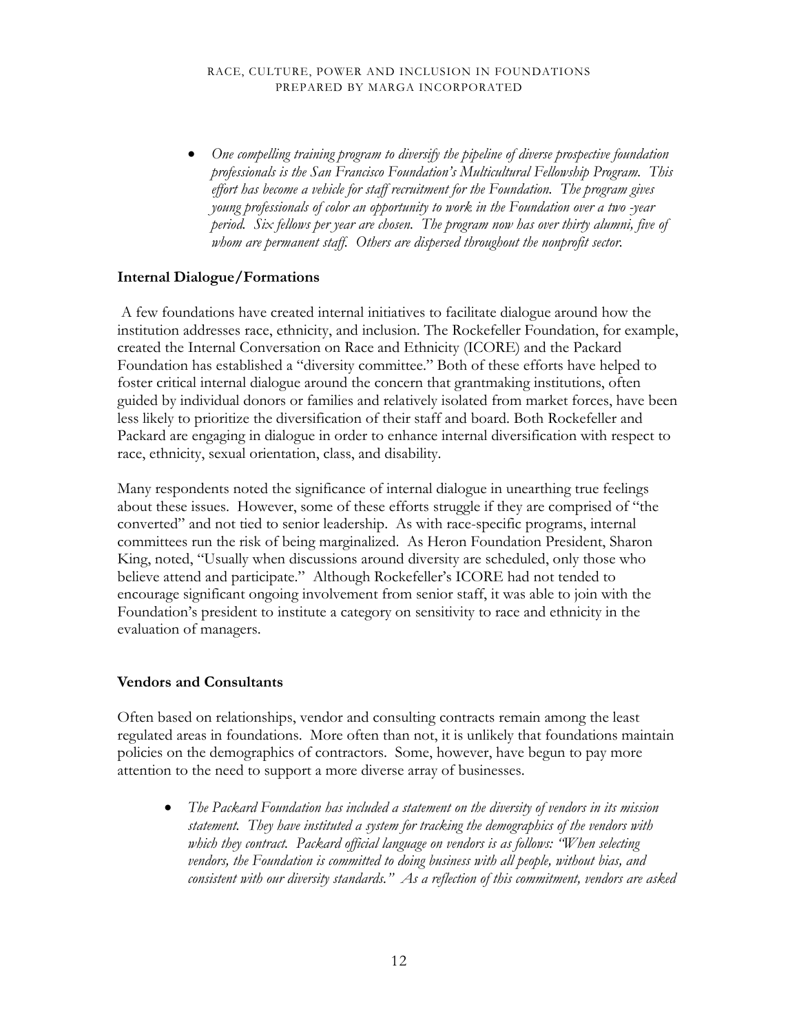- *One compelling training program to diversify the pipeline of diverse prospective foundation professionals is the San Francisco Foundation's Multicultural Fellowship Program. This effort has become a vehicle for staff recruitment for the Foundation. The program gives young professionals of color an opportunity to work in the Foundation over a two -year period. Six fellows per year are chosen. The program now has over thirty alumni, five of whom are permanent staff. Others are dispersed throughout the nonprofit sector.*

**Internal Dialogue/Formations**

A few foundations have created internal initiatives to facilitate dialogue around how the institution addresses race, ethnicity, and inclusion. The Rockefeller Foundation, for example, created the Internal Conversation on Race and Ethnicity (ICORE) and the Packard Foundation has established a "diversity committee." Both of these efforts have helped to foster critical internal dialogue around the concern that grantmaking institutions, often guided by individual donors or families and relatively isolated from market forces, have been less likely to prioritize the diversification of their staff and board. Both Rockefeller and Packard are engaging in dialogue in order to enhance internal diversification with respect to race, ethnicity, sexual orientation, class, and disability.

Many respondents noted the significance of internal dialogue in unearthing true feelings about these issues. However, some of these efforts struggle if they are comprised of "the converted" and not tied to senior leadership. As with race-specific programs, internal committees run the risk of being marginalized. As Heron Foundation President, Sharon King, noted, "Usually when discussions around diversity are scheduled, only those who believe attend and participate." Although Rockefeller's ICORE had not tended to encourage significant ongoing involvement from senior staff, it was able to join with the Foundation's president to institute a category on sensitivity to race and ethnicity in the evaluation of managers.

**Vendors and Consultants**

Often based on relationships, vendor and consulting contracts remain among the least regulated areas in foundations. More often than not, it is unlikely that foundations maintain policies on the demographics of contractors. Some, however, have begun to pay more attention to the need to support a more diverse array of businesses.

- *The Packard Foundation has included a statement on the diversity of vendors in its mission statement. They have instituted a system for tracking the demographics of the vendors with which they contract. Packard official language on vendors is as follows: "When selecting vendors, the Foundation is committed to doing business with all people, without bias, and consistent with our diversity standards." As a reflection of this commitment, vendors are asked*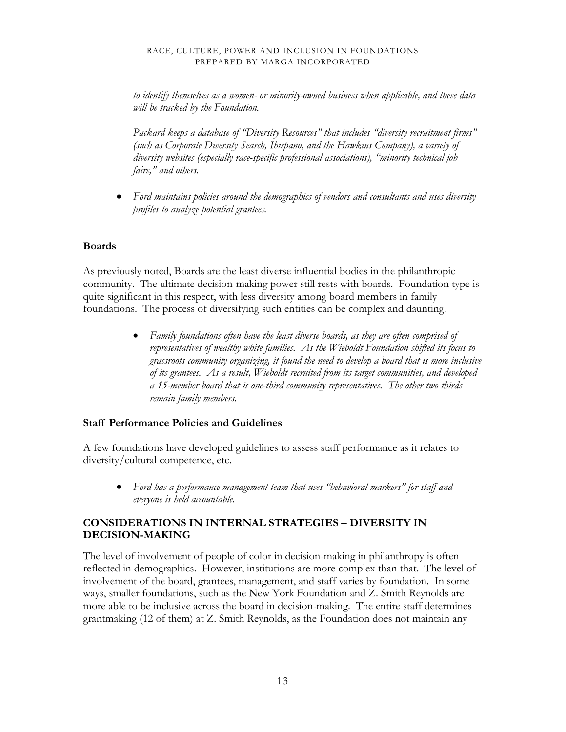*to identify themselves as a women- or minority-owned business when applicable, and these data will be tracked by the Foundation.*

*Packard keeps a database of "Diversity Resources" that includes "diversity recruitment firms" (such as Corporate Diversity Search, Ihispano, and the Hawkins Company), a variety of diversity websites (especially race-specific professional associations), "minority technical job fairs," and others.*

- *Ford maintains policies around the demographics of vendors and consultants and uses diversity profiles to analyze potential grantees.*

**Boards**

As previously noted, Boards are the least diverse influential bodies in the philanthropic community. The ultimate decision-making power still rests with boards. Foundation type is quite significant in this respect, with less diversity among board members in family foundations. The process of diversifying such entities can be complex and daunting.

- *Family foundations often have the least diverse boards, as they are often comprised of representatives of wealthy white families. As the Wieboldt Foundation shifted its focus to grassroots community organizing, it found the need to develop a board that is more inclusive of its grantees. As a result, Wieboldt recruited from its target communities, and developed a 15-member board that is one-third community representatives. The other two thirds remain family members.*

**Staff Performance Policies and Guidelines**

A few foundations have developed guidelines to assess staff performance as it relates to diversity/cultural competence, etc.

- *Ford has a performance management team that uses "behavioral markers" for staff and everyone is held accountable.*

**CONSIDERATIONS IN INTERNAL STRATEGIES – DIVERSITY IN DECISION-MAKING**

The level of involvement of people of color in decision-making in philanthropy is often reflected in demographics. However, institutions are more complex than that. The level of involvement of the board, grantees, management, and staff varies by foundation. In some ways, smaller foundations, such as the New York Foundation and Z. Smith Reynolds are more able to be inclusive across the board in decision-making. The entire staff determines grantmaking (12 of them) at Z. Smith Reynolds, as the Foundation does not maintain any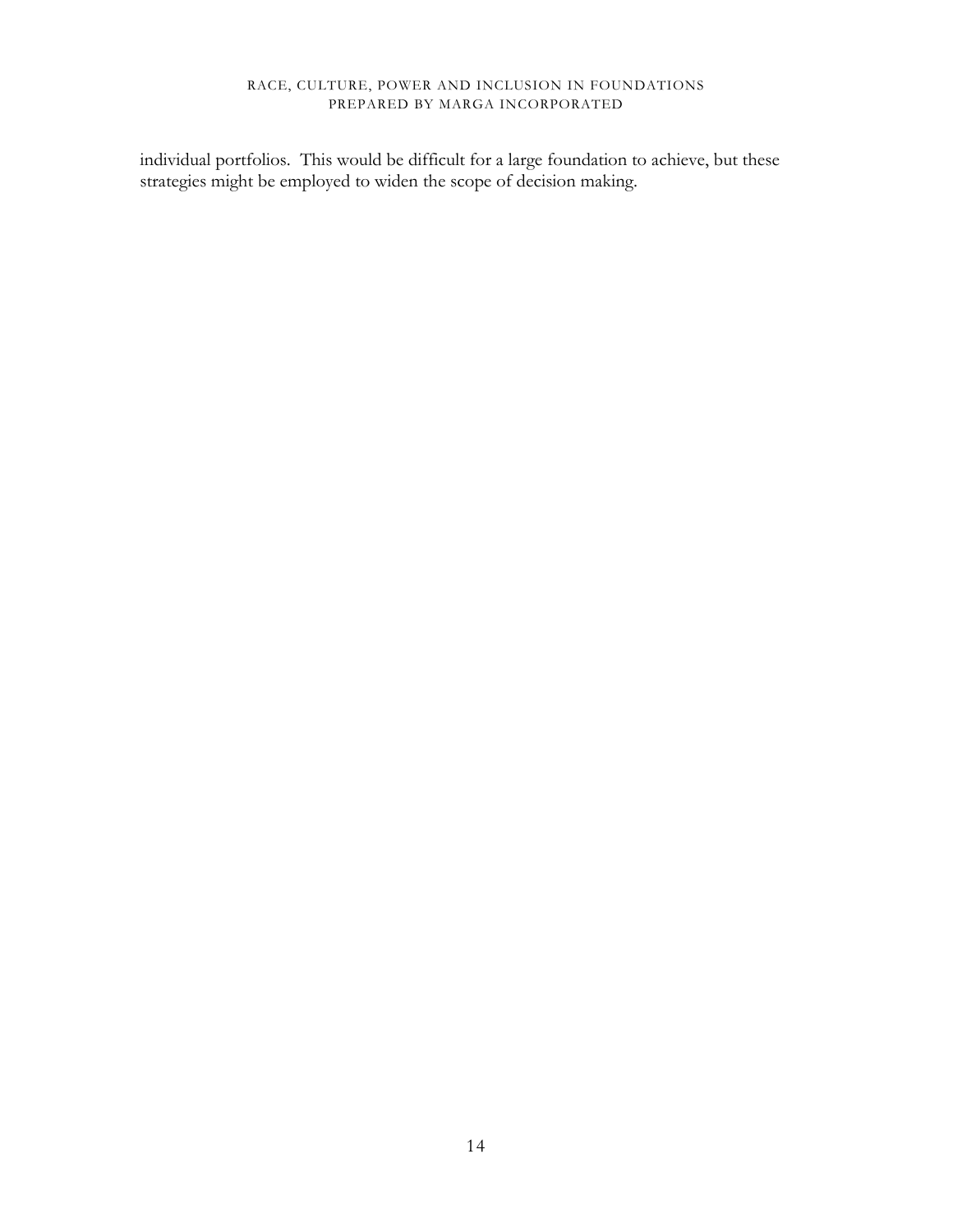individual portfolios. This would be difficult for a large foundation to achieve, but these strategies might be employed to widen the scope of decision making.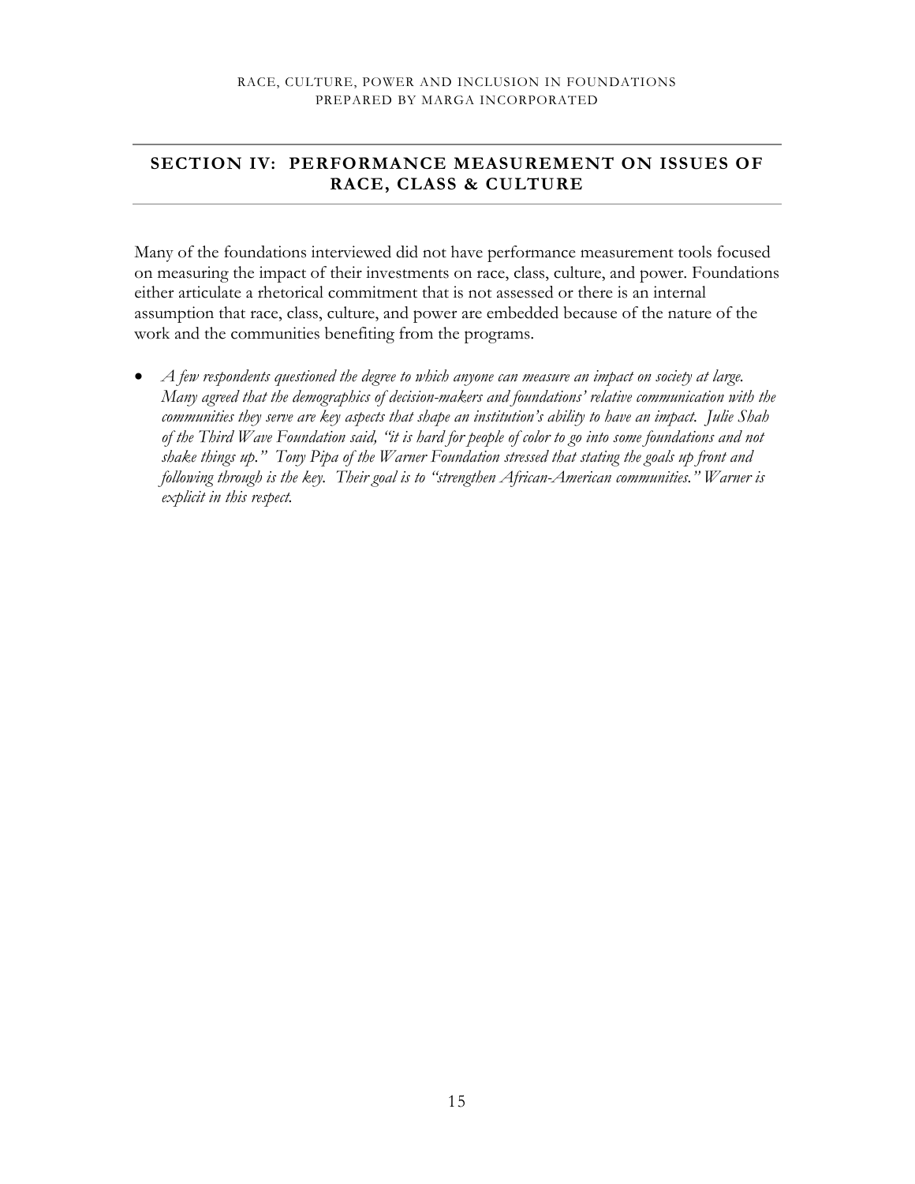## SECTION IV: PERFORMANCE MEASUREMENT ON ISSUES OF RACE, CLASS & CULTURE

Many of the foundations interviewed did not have performance measurement tools focused on measuring the impact of their investments on race, class, culture, and power. Foundations either articulate a rhetorical commitment that is not assessed or there is an internal assumption that race, class, culture, and power are embedded because of the nature of the work and the communities benefiting from the programs.

- *A few respondents questioned the degree to which anyone can measure an impact on society at large. Many agreed that the demographics of decision-makers and foundations' relative communication with the communities they serve are key aspects that shape an institution's ability to have an impact. Julie Shah of the Third Wave Foundation said, "it is hard for people of color to go into some foundations and not shake things up." Tony Pipa of the Warner Foundation stressed that stating the goals up front and following through is the key. Their goal is to "strengthen African-American communities." Warner is explicit in this respect.*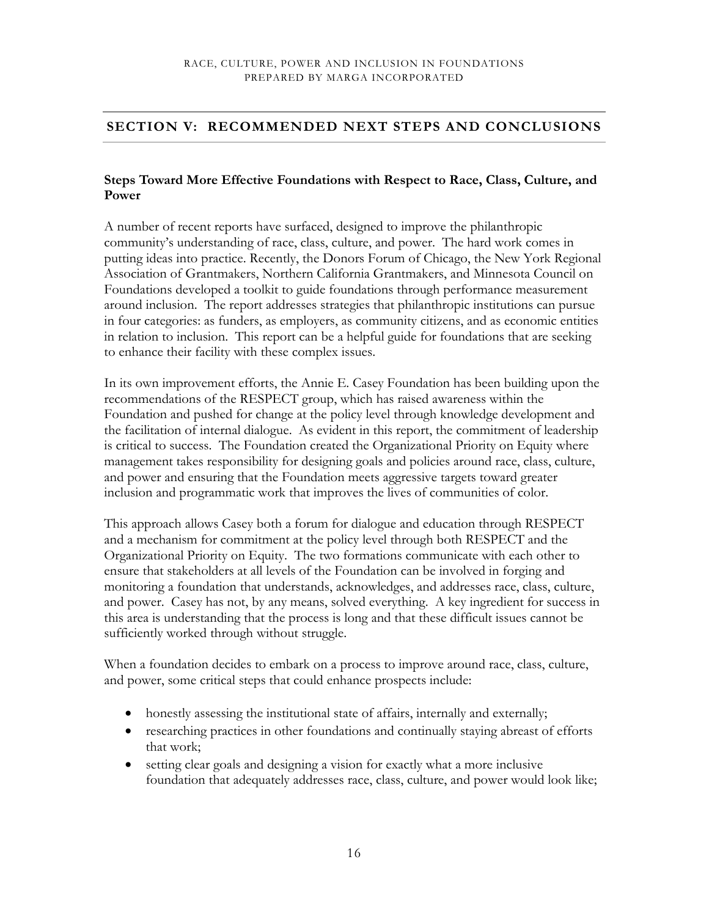## SECTION V: RECOMMENDED NEXT STEPS AND CONCLUSIONS

### Steps Toward More Effective Foundations with Respect to Race, Class, Culture, and Power

A number of recent reports have surfaced, designed to improve the philanthropic community's understanding of race, class, culture, and power. The hard work comes in putting ideas into practice. Recently, the Donors Forum of Chicago, the New York Regional Association of Grantmakers, Northern California Grantmakers, and Minnesota Council on Foundations developed a toolkit to guide foundations through performance measurement around inclusion. The report addresses strategies that philanthropic institutions can pursue in four categories: as funders, as employers, as community citizens, and as economic entities in relation to inclusion. This report can be a helpful guide for foundations that are seeking to enhance their facility with these complex issues.

In its own improvement efforts, the Annie E. Casey Foundation has been building upon the recommendations of the RESPECT group, which has raised awareness within the Foundation and pushed for change at the policy level through knowledge development and the facilitation of internal dialogue. As evident in this report, the commitment of leadership is critical to success. The Foundation created the Organizational Priority on Equity where management takes responsibility for designing goals and policies around race, class, culture, and power and ensuring that the Foundation meets aggressive targets toward greater inclusion and programmatic work that improves the lives of communities of color.

This approach allows Casey both a forum for dialogue and education through RESPECT and a mechanism for commitment at the policy level through both RESPECT and the Organizational Priority on Equity. The two formations communicate with each other to ensure that stakeholders at all levels of the Foundation can be involved in forging and monitoring a foundation that understands, acknowledges, and addresses race, class, culture, and power. Casey has not, by any means, solved everything. A key ingredient for success in this area is understanding that the process is long and that these difficult issues cannot be sufficiently worked through without struggle.

When a foundation decides to embark on a process to improve around race, class, culture, and power, some critical steps that could enhance prospects include:

- honestly assessing the institutional state of affairs, internally and externally;
- researching practices in other foundations and continually staying abreast of efforts that work;
- setting clear goals and designing a vision for exactly what a more inclusive foundation that adequately addresses race, class, culture, and power would look like;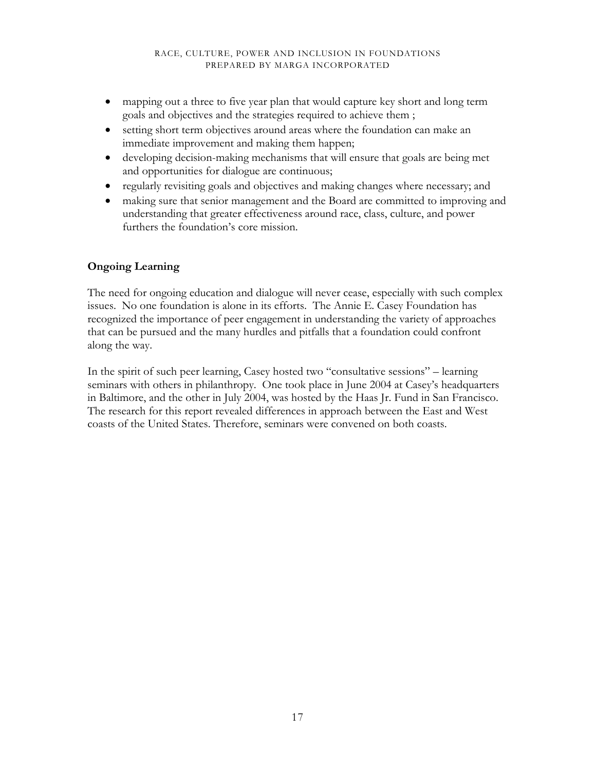- mapping out a three to five year plan that would capture key short and long term goals and objectives and the strategies required to achieve them ;
- setting short term objectives around areas where the foundation can make an immediate improvement and making them happen;
- developing decision-making mechanisms that will ensure that goals are being met and opportunities for dialogue are continuous;
- regularly revisiting goals and objectives and making changes where necessary; and
- making sure that senior management and the Board are committed to improving and understanding that greater effectiveness around race, class, culture, and power furthers the foundation's core mission.

## Ongoing Learning

The need for ongoing education and dialogue will never cease, especially with such complex issues. No one foundation is alone in its efforts. The Annie E. Casey Foundation has recognized the importance of peer engagement in understanding the variety of approaches that can be pursued and the many hurdles and pitfalls that a foundation could confront along the way.

In the spirit of such peer learning, Casey hosted two "consultative sessions" – learning seminars with others in philanthropy. One took place in June 2004 at Casey's headquarters in Baltimore, and the other in July 2004, was hosted by the Haas Jr. Fund in San Francisco. The research for this report revealed differences in approach between the East and West coasts of the United States. Therefore, seminars were convened on both coasts.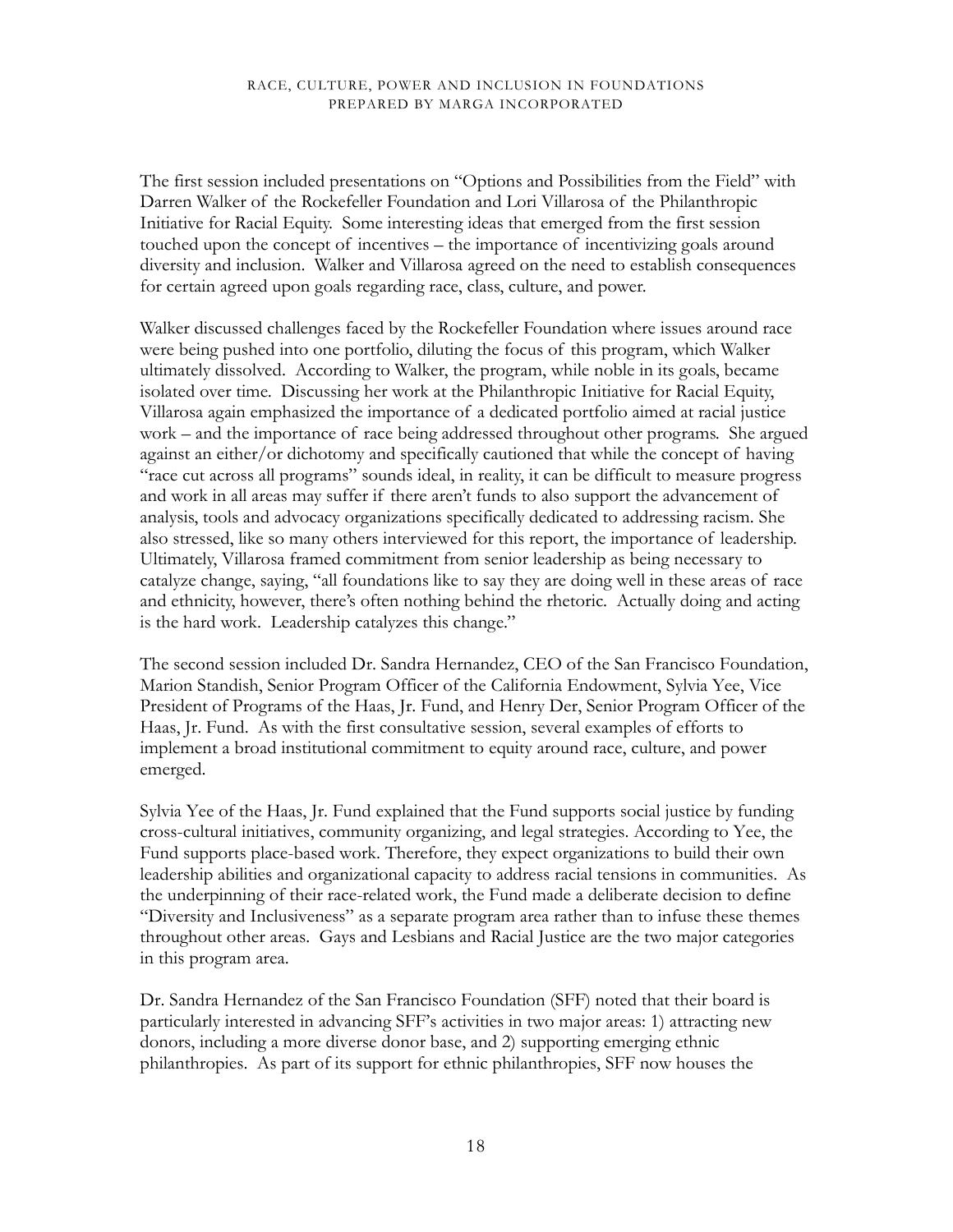The first session included presentations on "Options and Possibilities from the Field" with Darren Walker of the Rockefeller Foundation and Lori Villarosa of the Philanthropic Initiative for Racial Equity. Some interesting ideas that emerged from the first session touched upon the concept of incentives – the importance of incentivizing goals around diversity and inclusion. Walker and Villarosa agreed on the need to establish consequences for certain agreed upon goals regarding race, class, culture, and power.

Walker discussed challenges faced by the Rockefeller Foundation where issues around race were being pushed into one portfolio, diluting the focus of this program, which Walker ultimately dissolved. According to Walker, the program, while noble in its goals, became isolated over time. Discussing her work at the Philanthropic Initiative for Racial Equity, Villarosa again emphasized the importance of a dedicated portfolio aimed at racial justice work – and the importance of race being addressed throughout other programs. She argued against an either/or dichotomy and specifically cautioned that while the concept of having "race cut across all programs" sounds ideal, in reality, it can be difficult to measure progress and work in all areas may suffer if there aren't funds to also support the advancement of analysis, tools and advocacy organizations specifically dedicated to addressing racism. She also stressed, like so many others interviewed for this report, the importance of leadership. Ultimately, Villarosa framed commitment from senior leadership as being necessary to catalyze change, saying, "all foundations like to say they are doing well in these areas of race and ethnicity, however, there's often nothing behind the rhetoric. Actually doing and acting is the hard work. Leadership catalyzes this change."

The second session included Dr. Sandra Hernandez, CEO of the San Francisco Foundation, Marion Standish, Senior Program Officer of the California Endowment, Sylvia Yee, Vice President of Programs of the Haas, Jr. Fund, and Henry Der, Senior Program Officer of the Haas, Jr. Fund. As with the first consultative session, several examples of efforts to implement a broad institutional commitment to equity around race, culture, and power emerged.

Sylvia Yee of the Haas, Jr. Fund explained that the Fund supports social justice by funding cross-cultural initiatives, community organizing, and legal strategies. According to Yee, the Fund supports place-based work. Therefore, they expect organizations to build their own leadership abilities and organizational capacity to address racial tensions in communities. As the underpinning of their race-related work, the Fund made a deliberate decision to define "Diversity and Inclusiveness" as a separate program area rather than to infuse these themes throughout other areas. Gays and Lesbians and Racial Justice are the two major categories in this program area.

Dr. Sandra Hernandez of the San Francisco Foundation (SFF) noted that their board is particularly interested in advancing SFF's activities in two major areas: 1) attracting new donors, including a more diverse donor base, and 2) supporting emerging ethnic philanthropies. As part of its support for ethnic philanthropies, SFF now houses the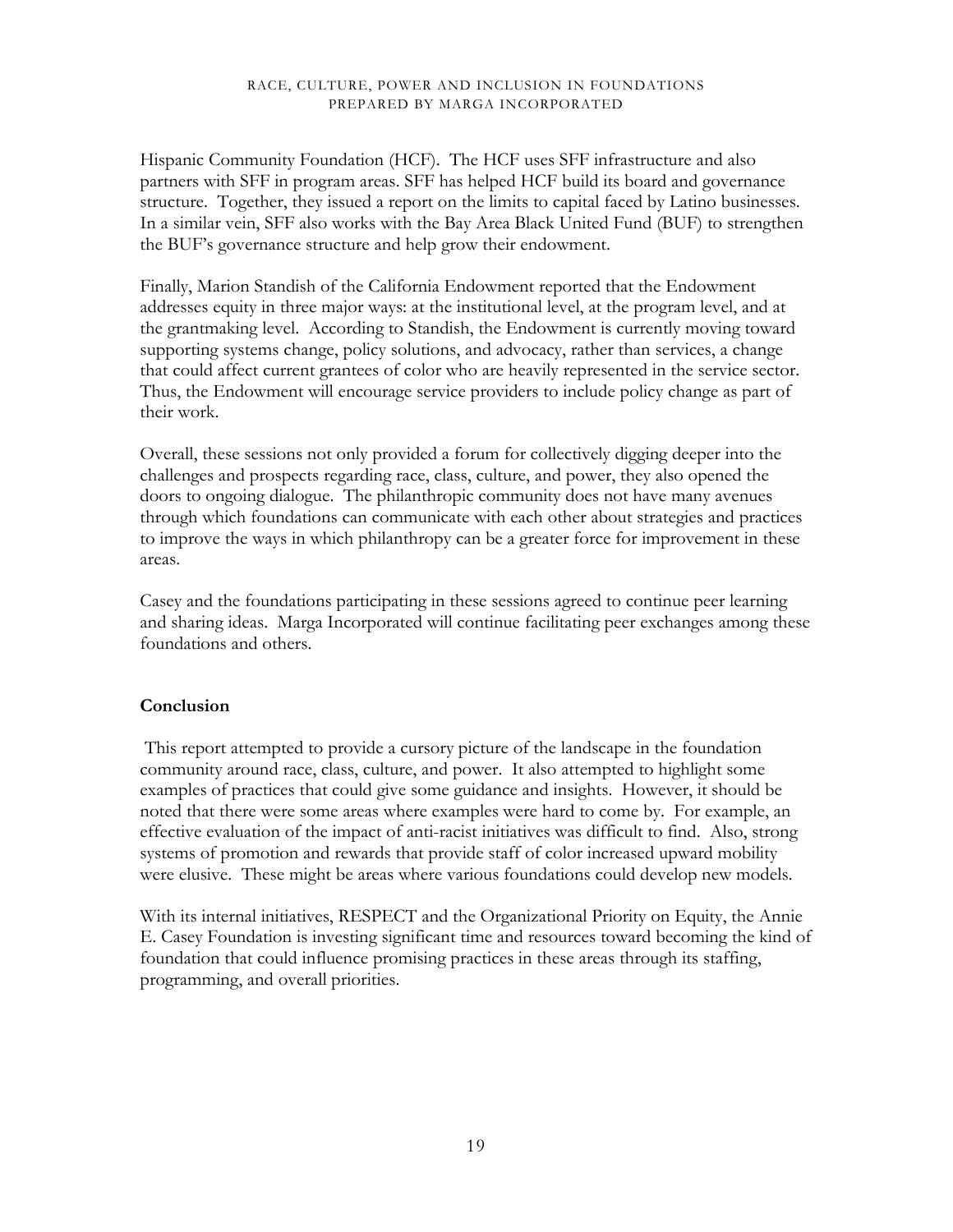Hispanic Community Foundation (HCF). The HCF uses SFF infrastructure and also partners with SFF in program areas. SFF has helped HCF build its board and governance structure. Together, they issued a report on the limits to capital faced by Latino businesses. In a similar vein, SFF also works with the Bay Area Black United Fund (BUF) to strengthen the BUF's governance structure and help grow their endowment.

Finally, Marion Standish of the California Endowment reported that the Endowment addresses equity in three major ways: at the institutional level, at the program level, and at the grantmaking level. According to Standish, the Endowment is currently moving toward supporting systems change, policy solutions, and advocacy, rather than services, a change that could affect current grantees of color who are heavily represented in the service sector. Thus, the Endowment will encourage service providers to include policy change as part of their work.

Overall, these sessions not only provided a forum for collectively digging deeper into the challenges and prospects regarding race, class, culture, and power, they also opened the doors to ongoing dialogue. The philanthropic community does not have many avenues through which foundations can communicate with each other about strategies and practices to improve the ways in which philanthropy can be a greater force for improvement in these areas.

Casey and the foundations participating in these sessions agreed to continue peer learning and sharing ideas. Marga Incorporated will continue facilitating peer exchanges among these foundations and others.

## Conclusion

This report attempted to provide a cursory picture of the landscape in the foundation community around race, class, culture, and power. It also attempted to highlight some examples of practices that could give some guidance and insights. However, it should be noted that there were some areas where examples were hard to come by. For example, an effective evaluation of the impact of anti-racist initiatives was difficult to find. Also, strong systems of promotion and rewards that provide staff of color increased upward mobility were elusive. These might be areas where various foundations could develop new models.

With its internal initiatives, RESPECT and the Organizational Priority on Equity, the Annie E. Casey Foundation is investing significant time and resources toward becoming the kind of foundation that could influence promising practices in these areas through its staffing, programming, and overall priorities.